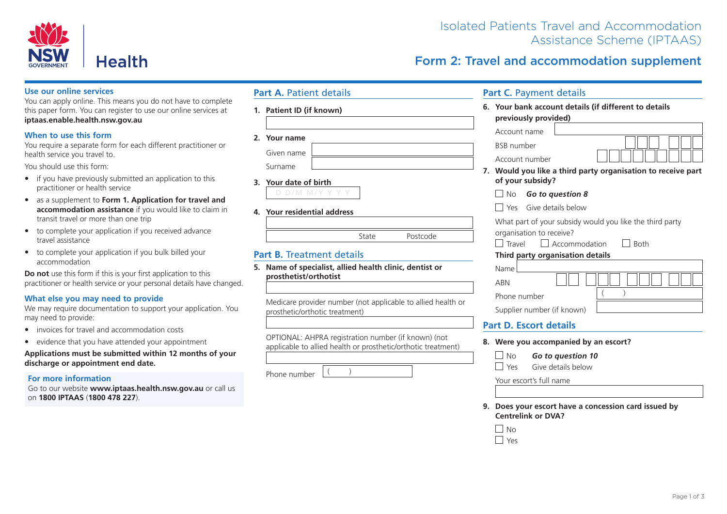# Isolated Patients Travel and Accommodation Assistance Scheme (IPTAAS)

## Form 2: Travel and accommodation supplement

NSW Government Health

### Use our online services

You can apply online. This means you do not have to complete this paper form. You can register to use our online services at **iptaas.enable.health.nsw.gov.au**

### When to use this form

You require a separate form for each different practitioner or health service you travel to.

You should use this form:

- if you have previously submitted an application to this practitioner or health service
- as a supplement to **Form 1. Application for travel and accommodation assistance** if you would like to claim in transit travel or more than one trip
- to complete your application if you received advance travel assistance
- to complete your application if you bulk billed your accommodation

**Do not** use this form if this is your first application to this practitioner or health service or your personal details have changed.

### What else you may need to provide

We may require documentation to support your application. You may need to provide:

- invoices for travel and accommodation costs
- evidence that you have attended your appointment

**Applications must be submitted within 12 months of your discharge or appointment end date.**

### For more information

Go to our website **www.iptaas.health.nsw.gov.au** or call us on **1800 IPTAAS** (**1800 478 227**).

## Part A. Patient details

**1. Patient ID (if known)**

**2. Your name**

Given name

Surname

**3. Your date of birth**

D D/M M/Y Y Y Y

**4. Your residential address**

State Postcode

## Part B. Treatment details

**5. Name of specialist, allied health clinic, dentist or prosthetist/orthotist**

Medicare provider number (not applicable to allied health or prosthetic/orthotic treatment)

OPTIONAL: AHPRA registration number (if known) (not applicable to allied health or prosthetic/orthotic treatment)

Phone number ( )

## Part C. Payment details

**6. Your bank account details (if different to details previously provided)**

Account name

BSB number

Account number

**7. Would you like a third party organisation to receive part of your subsidy?**

☐ No ***Go to question 8***

☐ Yes Give details below

What part of your subsidy would you like the third party organisation to receive?

☐ Travel ☐ Accommodation ☐ Both

**Third party organisation details**

Name

ABN

Phone number ( )

Supplier number (if known)

## Part D. Escort details

**8. Were you accompanied by an escort?**

☐ No ***Go to question 10***

☐ Yes Give details below

Your escort's full name

**9. Does your escort have a concession card issued by Centrelink or DVA?**

☐ No

☐ Yes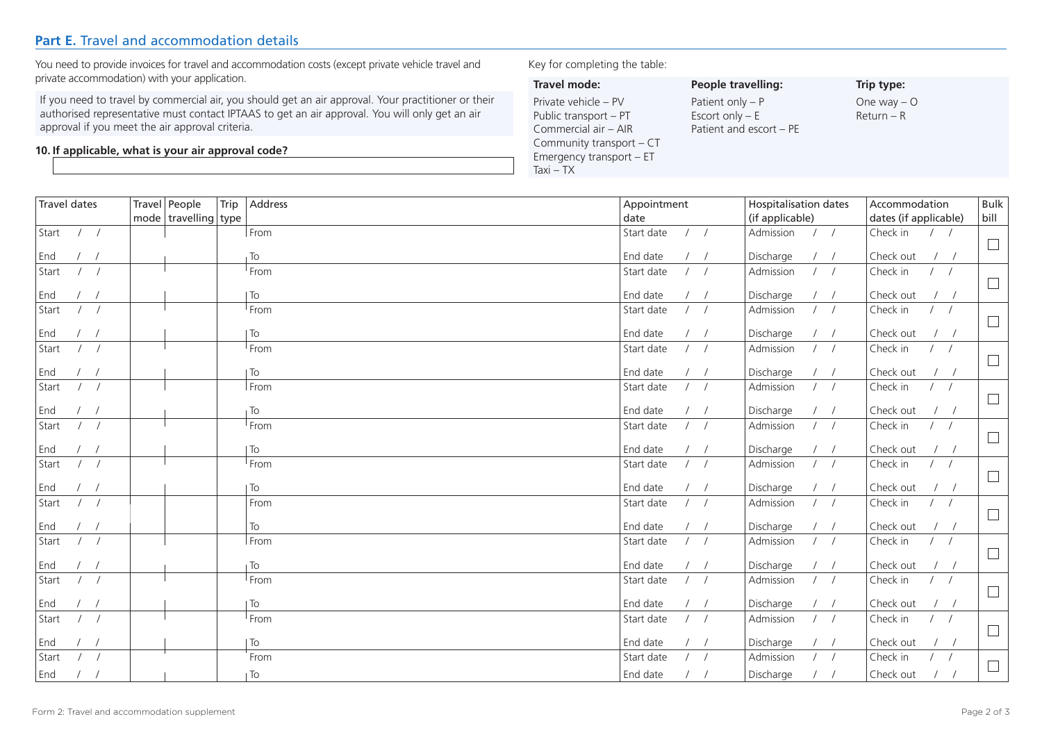## Part E. Travel and accommodation details

You need to provide invoices for travel and accommodation costs (except private vehicle travel and private accommodation) with your application.

If you need to travel by commercial air, you should get an air approval. Your practitioner or their authorised representative must contact IPTAAS to get an air approval. You will only get an air approval if you meet the air approval criteria.

**10. If applicable, what is your air approval code?**

Key for completing the table:

| Travel mode: | People travelling: | Trip type: |
|---|---|---|
| Private vehicle – PV | Patient only – P | One way – O |
| Public transport – PT | Escort only – E | Return – R |
| Commercial air – AIR | Patient and escort – PE | |
| Community transport – CT | | |
| Emergency transport – ET | | |
| Taxi – TX | | |

| Travel dates | Travel mode | People travelling | Trip type | Address | Appointment date | Hospitalisation dates (if applicable) | Accommodation dates (if applicable) | Bulk bill |
|---|---|---|---|---|---|---|---|---|
| Start / / <br> End / / | | | | From <br> To | Start date / / <br> End date / / | Admission / / <br> Discharge / / | Check in / / <br> Check out / / | ☐ |
| Start / / <br> End / / | | | | From <br> To | Start date / / <br> End date / / | Admission / / <br> Discharge / / | Check in / / <br> Check out / / | ☐ |
| Start / / <br> End / / | | | | From <br> To | Start date / / <br> End date / / | Admission / / <br> Discharge / / | Check in / / <br> Check out / / | ☐ |
| Start / / <br> End / / | | | | From <br> To | Start date / / <br> End date / / | Admission / / <br> Discharge / / | Check in / / <br> Check out / / | ☐ |
| Start / / <br> End / / | | | | From <br> To | Start date / / <br> End date / / | Admission / / <br> Discharge / / | Check in / / <br> Check out / / | ☐ |
| Start / / <br> End / / | | | | From <br> To | Start date / / <br> End date / / | Admission / / <br> Discharge / / | Check in / / <br> Check out / / | ☐ |
| Start / / <br> End / / | | | | From <br> To | Start date / / <br> End date / / | Admission / / <br> Discharge / / | Check in / / <br> Check out / / | ☐ |
| Start / / <br> End / / | | | | From <br> To | Start date / / <br> End date / / | Admission / / <br> Discharge / / | Check in / / <br> Check out / / | ☐ |
| Start / / <br> End / / | | | | From <br> To | Start date / / <br> End date / / | Admission / / <br> Discharge / / | Check in / / <br> Check out / / | ☐ |
| Start / / <br> End / / | | | | From <br> To | Start date / / <br> End date / / | Admission / / <br> Discharge / / | Check in / / <br> Check out / / | ☐ |
| Start / / <br> End / / | | | | From <br> To | Start date / / <br> End date / / | Admission / / <br> Discharge / / | Check in / / <br> Check out / / | ☐ |
| Start / / <br> End / / | | | | From <br> To | Start date / / <br> End date / / | Admission / / <br> Discharge / / | Check in / / <br> Check out / / | ☐ |

Form 2: Travel and accommodation supplement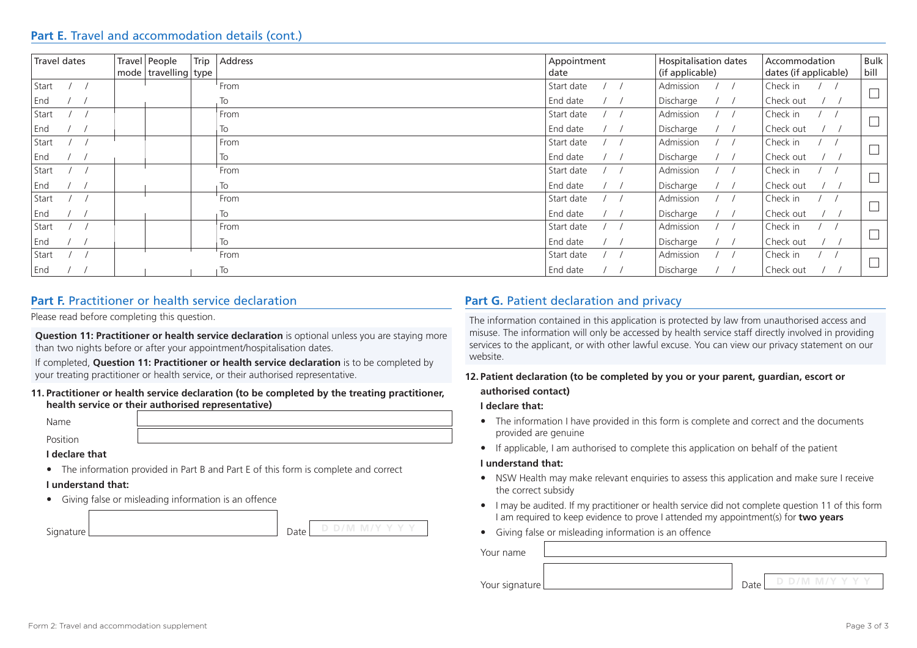## Part E. Travel and accommodation details (cont.)

| Travel dates | Travel mode | People travelling | Trip type | Address | Appointment date | Hospitalisation dates (if applicable) | Accommodation dates (if applicable) | Bulk bill |
|---|---|---|---|---|---|---|---|---|
| Start / / <br> End / / | | | | From <br> To | Start date / / <br> End date / / | Admission / / <br> Discharge / / | Check in / / <br> Check out / / | ☐ |
| Start / / <br> End / / | | | | From <br> To | Start date / / <br> End date / / | Admission / / <br> Discharge / / | Check in / / <br> Check out / / | ☐ |
| Start / / <br> End / / | | | | From <br> To | Start date / / <br> End date / / | Admission / / <br> Discharge / / | Check in / / <br> Check out / / | ☐ |
| Start / / <br> End / / | | | | From <br> To | Start date / / <br> End date / / | Admission / / <br> Discharge / / | Check in / / <br> Check out / / | ☐ |
| Start / / <br> End / / | | | | From <br> To | Start date / / <br> End date / / | Admission / / <br> Discharge / / | Check in / / <br> Check out / / | ☐ |
| Start / / <br> End / / | | | | From <br> To | Start date / / <br> End date / / | Admission / / <br> Discharge / / | Check in / / <br> Check out / / | ☐ |
| Start / / <br> End / / | | | | From <br> To | Start date / / <br> End date / / | Admission / / <br> Discharge / / | Check in / / <br> Check out / / | ☐ |

## Part F. Practitioner or health service declaration

Please read before completing this question.

**Question 11: Practitioner or health service declaration** is optional unless you are staying more than two nights before or after your appointment/hospitalisation dates.

If completed, **Question 11: Practitioner or health service declaration** is to be completed by your treating practitioner or health service, or their authorised representative.

**11. Practitioner or health service declaration (to be completed by the treating practitioner, health service or their authorised representative)**

Name

Position

**I declare that**

- The information provided in Part B and Part E of this form is complete and correct

**I understand that:**

- Giving false or misleading information is an offence

Signature

Date D D/M M/Y Y Y Y

## Part G. Patient declaration and privacy

The information contained in this application is protected by law from unauthorised access and misuse. The information will only be accessed by health service staff directly involved in providing services to the applicant, or with other lawful excuse. You can view our privacy statement on our website.

**12. Patient declaration (to be completed by you or your parent, guardian, escort or authorised contact)**

**I declare that:**

- The information I have provided in this form is complete and correct and the documents provided are genuine
- If applicable, I am authorised to complete this application on behalf of the patient

**I understand that:**

- NSW Health may make relevant enquiries to assess this application and make sure I receive the correct subsidy
- I may be audited. If my practitioner or health service did not complete question 11 of this form I am required to keep evidence to prove I attended my appointment(s) for **two years**
- Giving false or misleading information is an offence

Your name

Your signature

Date D D/M M/Y Y Y Y

Form 2: Travel and accommodation supplement